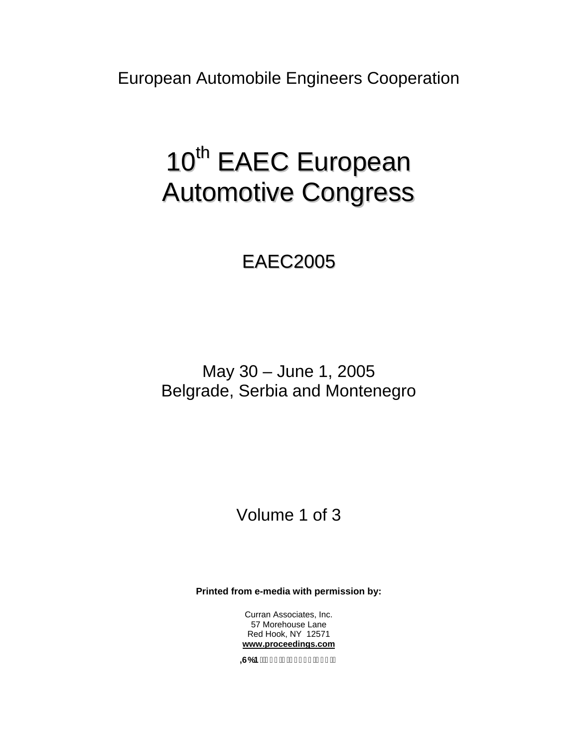European Automobile Engineers Cooperation

# 10th EAEC European Automotive Congress

## EAEC2005

May 30 – June 1, 2005
Belgrade, Serbia and Montenegro

Volume 1 of 3

**Printed from e-media with permission by:**

Curran Associates, Inc.
57 Morehouse Lane
Red Hook, NY 12571
**www.proceedings.com**

**ISBN**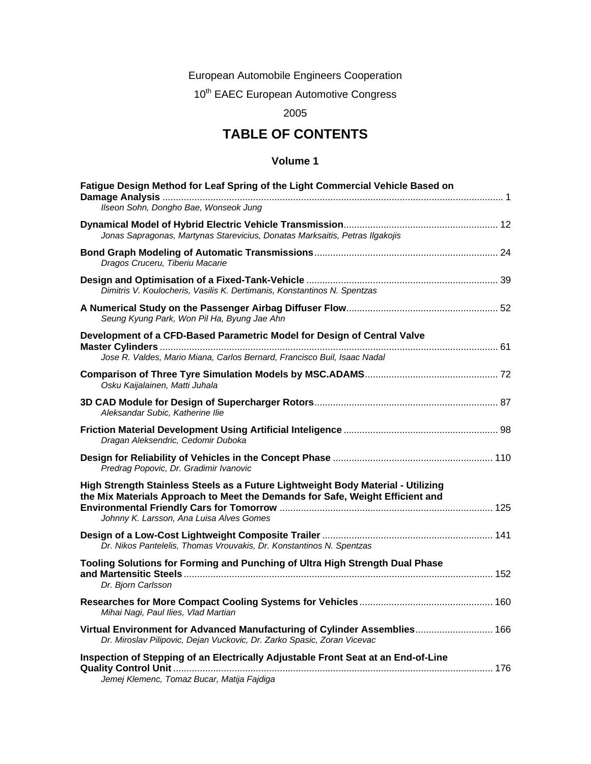European Automobile Engineers Cooperation

10th EAEC European Automotive Congress

2005

# TABLE OF CONTENTS

## Volume 1

**Fatigue Design Method for Leaf Spring of the Light Commercial Vehicle Based on Damage Analysis** ........ 1
*Ilseon Sohn, Dongho Bae, Wonseok Jung*

**Dynamical Model of Hybrid Electric Vehicle Transmission** ........ 12
*Jonas Sapragonas, Martynas Starevicius, Donatas Marksaitis, Petras Ilgakojis*

**Bond Graph Modeling of Automatic Transmissions** ........ 24
*Dragos Cruceru, Tiberiu Macarie*

**Design and Optimisation of a Fixed-Tank-Vehicle** ........ 39
*Dimitris V. Koulocheris, Vasilis K. Dertimanis, Konstantinos N. Spentzas*

**A Numerical Study on the Passenger Airbag Diffuser Flow** ........ 52
*Seung Kyung Park, Won Pil Ha, Byung Jae Ahn*

**Development of a CFD-Based Parametric Model for Design of Central Valve Master Cylinders** ........ 61
*Jose R. Valdes, Mario Miana, Carlos Bernard, Francisco Buil, Isaac Nadal*

**Comparison of Three Tyre Simulation Models by MSC.ADAMS** ........ 72
*Osku Kaijalainen, Matti Juhala*

**3D CAD Module for Design of Supercharger Rotors** ........ 87
*Aleksandar Subic, Katherine Ilie*

**Friction Material Development Using Artificial Inteligence** ........ 98
*Dragan Aleksendric, Cedomir Duboka*

**Design for Reliability of Vehicles in the Concept Phase** ........ 110
*Predrag Popovic, Dr. Gradimir Ivanovic*

**High Strength Stainless Steels as a Future Lightweight Body Material - Utilizing the Mix Materials Approach to Meet the Demands for Safe, Weight Efficient and Environmental Friendly Cars for Tomorrow** ........ 125
*Johnny K. Larsson, Ana Luisa Alves Gomes*

**Design of a Low-Cost Lightweight Composite Trailer** ........ 141
*Dr. Nikos Pantelelis, Thomas Vrouvakis, Dr. Konstantinos N. Spentzas*

**Tooling Solutions for Forming and Punching of Ultra High Strength Dual Phase and Martensitic Steels** ........ 152
*Dr. Bjorn Carlsson*

**Researches for More Compact Cooling Systems for Vehicles** ........ 160
*Mihai Nagi, Paul Ilies, Vlad Martian*

**Virtual Environment for Advanced Manufacturing of Cylinder Assemblies** ........ 166
*Dr. Miroslav Pilipovic, Dejan Vuckovic, Dr. Zarko Spasic, Zoran Vicevac*

**Inspection of Stepping of an Electrically Adjustable Front Seat at an End-of-Line Quality Control Unit** ........ 176
*Jemej Klemenc, Tomaz Bucar, Matija Fajdiga*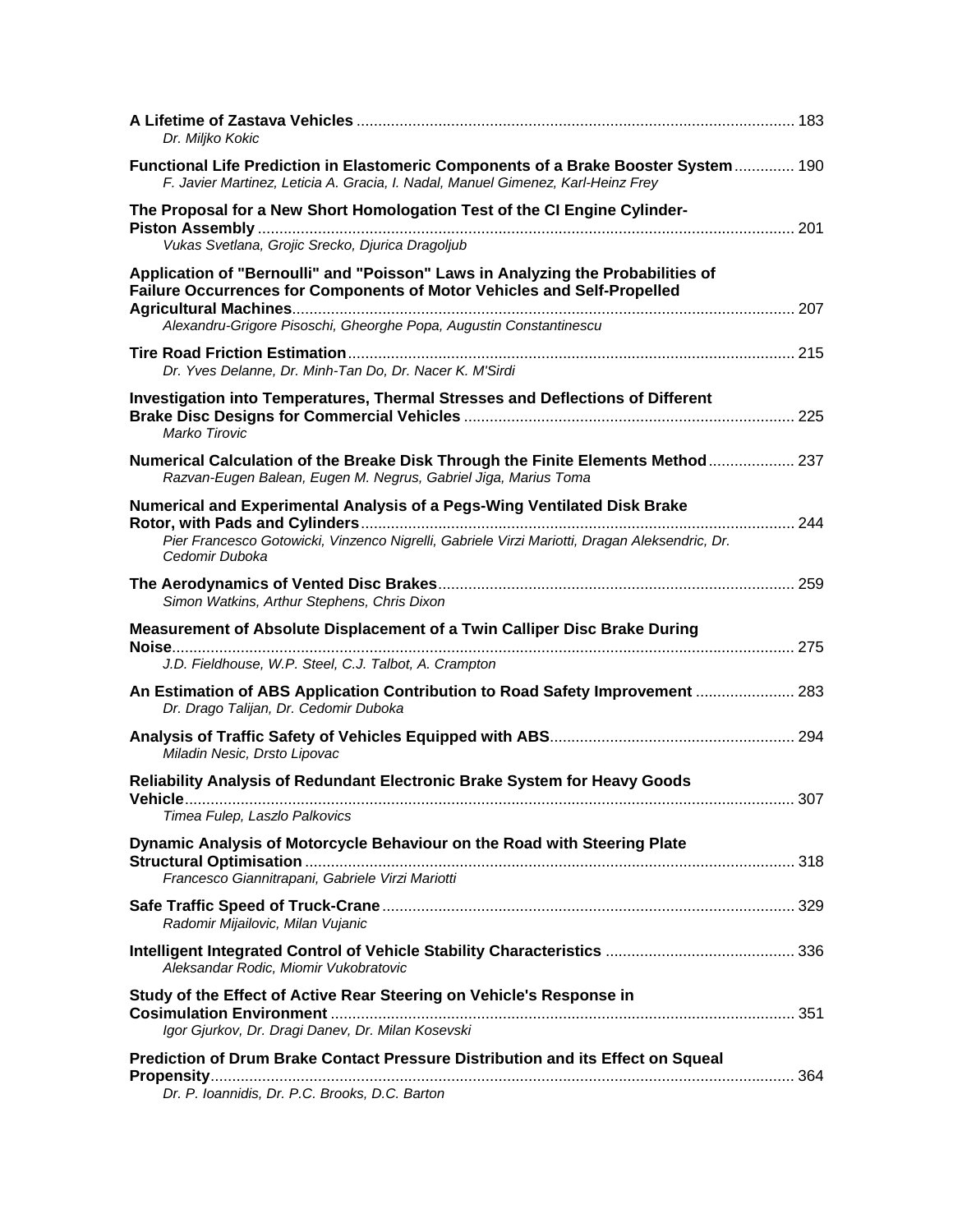**A Lifetime of Zastava Vehicles** ..................................................................................................... 183
*Dr. Miljko Kokic*

**Functional Life Prediction in Elastomeric Components of a Brake Booster System** ............. 190
*F. Javier Martinez, Leticia A. Gracia, I. Nadal, Manuel Gimenez, Karl-Heinz Frey*

**The Proposal for a New Short Homologation Test of the CI Engine Cylinder-Piston Assembly** ............................................................................................................................ 201
*Vukas Svetlana, Grojic Srecko, Djurica Dragoljub*

**Application of "Bernoulli" and "Poisson" Laws in Analyzing the Probabilities of Failure Occurrences for Components of Motor Vehicles and Self-Propelled Agricultural Machines**.................................................................................................................... 207
*Alexandru-Grigore Pisoschi, Gheorghe Popa, Augustin Constantinescu*

**Tire Road Friction Estimation**....................................................................................................... 215
*Dr. Yves Delanne, Dr. Minh-Tan Do, Dr. Nacer K. M'Sirdi*

**Investigation into Temperatures, Thermal Stresses and Deflections of Different Brake Disc Designs for Commercial Vehicles** ............................................................................ 225
*Marko Tirovic*

**Numerical Calculation of the Breake Disk Through the Finite Elements Method** .................... 237
*Razvan-Eugen Balean, Eugen M. Negrus, Gabriel Jiga, Marius Toma*

**Numerical and Experimental Analysis of a Pegs-Wing Ventilated Disk Brake Rotor, with Pads and Cylinders**.................................................................................................... 244
*Pier Francesco Gotowicki, Vinzenco Nigrelli, Gabriele Virzi Mariotti, Dragan Aleksendric, Dr. Cedomir Duboka*

**The Aerodynamics of Vented Disc Brakes**.................................................................................. 259
*Simon Watkins, Arthur Stephens, Chris Dixon*

**Measurement of Absolute Displacement of a Twin Calliper Disc Brake During Noise**.............................................................................................................................................. 275
*J.D. Fieldhouse, W.P. Steel, C.J. Talbot, A. Crampton*

**An Estimation of ABS Application Contribution to Road Safety Improvement** ....................... 283
*Dr. Drago Talijan, Dr. Cedomir Duboka*

**Analysis of Traffic Safety of Vehicles Equipped with ABS**........................................................ 294
*Miladin Nesic, Drsto Lipovac*

**Reliability Analysis of Redundant Electronic Brake System for Heavy Goods Vehicle**............................................................................................................................................. 307
*Timea Fulep, Laszlo Palkovics*

**Dynamic Analysis of Motorcycle Behaviour on the Road with Steering Plate Structural Optimisation** ................................................................................................................. 318
*Francesco Giannitrapani, Gabriele Virzi Mariotti*

**Safe Traffic Speed of Truck-Crane** ............................................................................................... 329
*Radomir Mijailovic, Milan Vujanic*

**Intelligent Integrated Control of Vehicle Stability Characteristics** ............................................ 336
*Aleksandar Rodic, Miomir Vukobratovic*

**Study of the Effect of Active Rear Steering on Vehicle's Response in Cosimulation Environment** ........................................................................................................... 351
*Igor Gjurkov, Dr. Dragi Danev, Dr. Milan Kosevski*

**Prediction of Drum Brake Contact Pressure Distribution and its Effect on Squeal Propensity**...................................................................................................................................... 364
*Dr. P. Ioannidis, Dr. P.C. Brooks, D.C. Barton*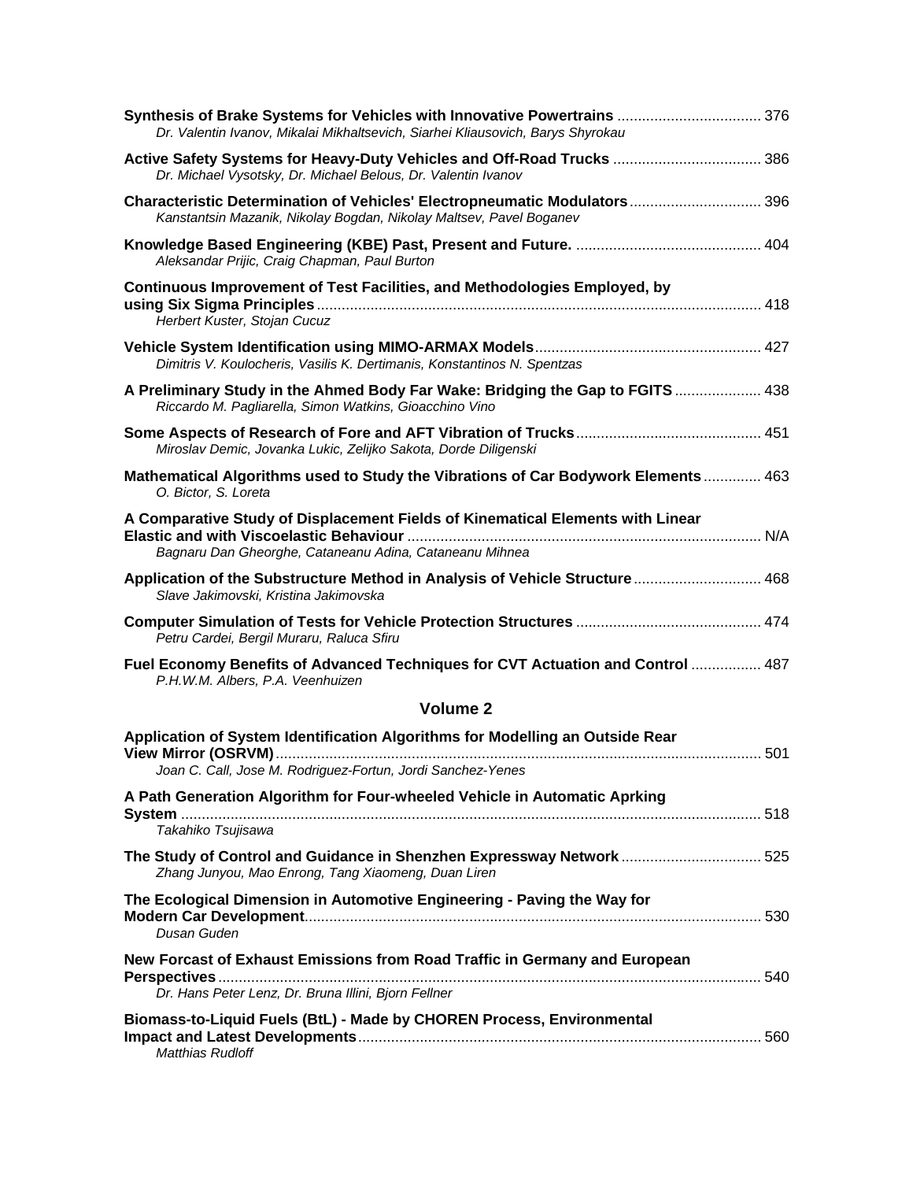**Synthesis of Brake Systems for Vehicles with Innovative Powertrains** .................................. 376
*Dr. Valentin Ivanov, Mikalai Mikhaltsevich, Siarhei Kliausovich, Barys Shyrokau*

**Active Safety Systems for Heavy-Duty Vehicles and Off-Road Trucks** .................................. 386
*Dr. Michael Vysotsky, Dr. Michael Belous, Dr. Valentin Ivanov*

**Characteristic Determination of Vehicles' Electropneumatic Modulators** ................................ 396
*Kanstantsin Mazanik, Nikolay Bogdan, Nikolay Maltsev, Pavel Boganev*

**Knowledge Based Engineering (KBE) Past, Present and Future.** ............................................ 404
*Aleksandar Prijic, Craig Chapman, Paul Burton*

**Continuous Improvement of Test Facilities, and Methodologies Employed, by using Six Sigma Principles** ........................................................................................................... 418
*Herbert Kuster, Stojan Cucuz*

**Vehicle System Identification using MIMO-ARMAX Models** ...................................................... 427
*Dimitris V. Koulocheris, Vasilis K. Dertimanis, Konstantinos N. Spentzas*

**A Preliminary Study in the Ahmed Body Far Wake: Bridging the Gap to FGITS** .................... 438
*Riccardo M. Pagliarella, Simon Watkins, Gioacchino Vino*

**Some Aspects of Research of Fore and AFT Vibration of Trucks** ............................................ 451
*Miroslav Demic, Jovanka Lukic, Zelijko Sakota, Dorde Diligenski*

**Mathematical Algorithms used to Study the Vibrations of Car Bodywork Elements** ............. 463
*O. Bictor, S. Loreta*

**A Comparative Study of Displacement Fields of Kinematical Elements with Linear Elastic and with Viscoelastic Behaviour** ..................................................................................... N/A
*Bagnaru Dan Gheorghe, Cataneanu Adina, Cataneanu Mihnea*

**Application of the Substructure Method in Analysis of Vehicle Structure** .............................. 468
*Slave Jakimovski, Kristina Jakimovska*

**Computer Simulation of Tests for Vehicle Protection Structures** ............................................ 474
*Petru Cardei, Bergil Muraru, Raluca Sfiru*

**Fuel Economy Benefits of Advanced Techniques for CVT Actuation and Control** ................ 487
*P.H.W.M. Albers, P.A. Veenhuizen*

## Volume 2

**Application of System Identification Algorithms for Modelling an Outside Rear View Mirror (OSRVM)** ..................................................................................................................... 501
*Joan C. Call, Jose M. Rodriguez-Fortun, Jordi Sanchez-Yenes*

**A Path Generation Algorithm for Four-wheeled Vehicle in Automatic Aprking System** ........................................................................................................................................... 518
*Takahiko Tsujisawa*

**The Study of Control and Guidance in Shenzhen Expressway Network** ................................. 525
*Zhang Junyou, Mao Enrong, Tang Xiaomeng, Duan Liren*

**The Ecological Dimension in Automotive Engineering - Paving the Way for Modern Car Development** ............................................................................................................... 530
*Dusan Guden*

**New Forcast of Exhaust Emissions from Road Traffic in Germany and European Perspectives** ................................................................................................................................... 540
*Dr. Hans Peter Lenz, Dr. Bruna Illini, Bjorn Fellner*

**Biomass-to-Liquid Fuels (BtL) - Made by CHOREN Process, Environmental Impact and Latest Developments** ................................................................................................ 560
*Matthias Rudloff*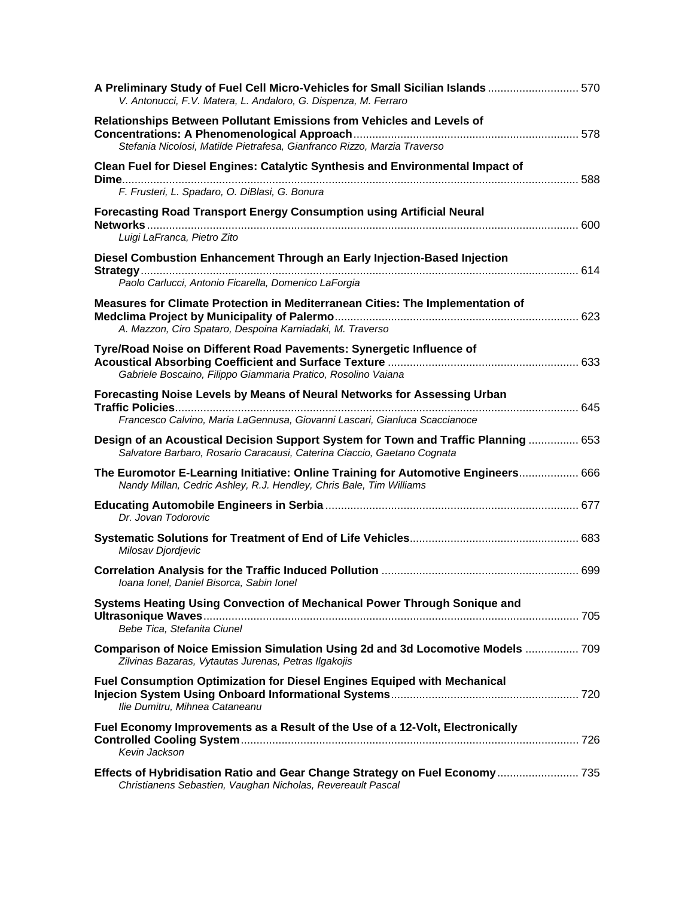**A Preliminary Study of Fuel Cell Micro-Vehicles for Small Sicilian Islands** ............................ 570
*V. Antonucci, F.V. Matera, L. Andaloro, G. Dispenza, M. Ferraro*

**Relationships Between Pollutant Emissions from Vehicles and Levels of Concentrations: A Phenomenological Approach** ....................................................................... 578
*Stefania Nicolosi, Matilde Pietrafesa, Gianfranco Rizzo, Marzia Traverso*

**Clean Fuel for Diesel Engines: Catalytic Synthesis and Environmental Impact of Dime** ................................................................................................................................ 588
*F. Frusteri, L. Spadaro, O. DiBlasi, G. Bonura*

**Forecasting Road Transport Energy Consumption using Artificial Neural Networks** ........................................................................................................................ 600
*Luigi LaFranca, Pietro Zito*

**Diesel Combustion Enhancement Through an Early Injection-Based Injection Strategy** .......................................................................................................................... 614
*Paolo Carlucci, Antonio Ficarella, Domenico LaForgia*

**Measures for Climate Protection in Mediterranean Cities: The Implementation of Medclima Project by Municipality of Palermo** ............................................................................. 623
*A. Mazzon, Ciro Spataro, Despoina Karniadaki, M. Traverso*

**Tyre/Road Noise on Different Road Pavements: Synergetic Influence of Acoustical Absorbing Coefficient and Surface Texture** ............................................................. 633
*Gabriele Boscaino, Filippo Giammaria Pratico, Rosolino Vaiana*

**Forecasting Noise Levels by Means of Neural Networks for Assessing Urban Traffic Policies** ................................................................................................................ 645
*Francesco Calvino, Maria LaGennusa, Giovanni Lascari, Gianluca Scaccianoce*

**Design of an Acoustical Decision Support System for Town and Traffic Planning** ................ 653
*Salvatore Barbaro, Rosario Caracausi, Caterina Ciaccio, Gaetano Cognata*

**The Euromotor E-Learning Initiative: Online Training for Automotive Engineers** .................. 666
*Nandy Millan, Cedric Ashley, R.J. Hendley, Chris Bale, Tim Williams*

**Educating Automobile Engineers in Serbia** ................................................................................ 677
*Dr. Jovan Todorovic*

**Systematic Solutions for Treatment of End of Life Vehicles** ..................................................... 683
*Milosav Djordjevic*

**Correlation Analysis for the Traffic Induced Pollution** .............................................................. 699
*Ioana Ionel, Daniel Bisorca, Sabin Ionel*

**Systems Heating Using Convection of Mechanical Power Through Sonique and Ultrasonique Waves** ....................................................................................................... 705
*Bebe Tica, Stefanita Ciunel*

**Comparison of Noice Emission Simulation Using 2d and 3d Locomotive Models** ................ 709
*Zilvinas Bazaras, Vytautas Jurenas, Petras Ilgakojis*

**Fuel Consumption Optimization for Diesel Engines Equiped with Mechanical Injecion System Using Onboard Informational Systems** ........................................................... 720
*Ilie Dumitru, Mihnea Cataneanu*

**Fuel Economy Improvements as a Result of the Use of a 12-Volt, Electronically Controlled Cooling System** ........................................................................................................... 726
*Kevin Jackson*

**Effects of Hybridisation Ratio and Gear Change Strategy on Fuel Economy** .......................... 735
*Christianens Sebastien, Vaughan Nicholas, Revereault Pascal*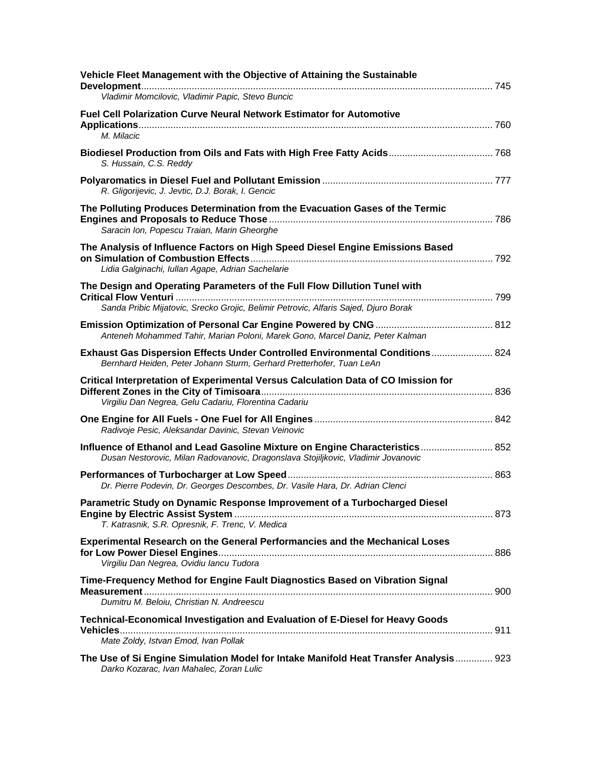**Vehicle Fleet Management with the Objective of Attaining the Sustainable Development** ........ 745
*Vladimir Momcilovic, Vladimir Papic, Stevo Buncic*

**Fuel Cell Polarization Curve Neural Network Estimator for Automotive Applications** ........ 760
*M. Milacic*

**Biodiesel Production from Oils and Fats with High Free Fatty Acids** ........ 768
*S. Hussain, C.S. Reddy*

**Polyaromatics in Diesel Fuel and Pollutant Emission** ........ 777
*R. Gligorijevic, J. Jevtic, D.J. Borak, I. Gencic*

**The Polluting Produces Determination from the Evacuation Gases of the Termic Engines and Proposals to Reduce Those** ........ 786
*Saracin Ion, Popescu Traian, Marin Gheorghe*

**The Analysis of Influence Factors on High Speed Diesel Engine Emissions Based on Simulation of Combustion Effects** ........ 792
*Lidia Galginachi, Iullan Agape, Adrian Sachelarie*

**The Design and Operating Parameters of the Full Flow Dillution Tunel with Critical Flow Venturi** ........ 799
*Sanda Pribic Mijatovic, Srecko Grojic, Belimir Petrovic, Alfaris Sajed, Djuro Borak*

**Emission Optimization of Personal Car Engine Powered by CNG** ........ 812
*Anteneh Mohammed Tahir, Marian Poloni, Marek Gono, Marcel Daniz, Peter Kalman*

**Exhaust Gas Dispersion Effects Under Controlled Environmental Conditions** ........ 824
*Bernhard Heiden, Peter Johann Sturm, Gerhard Pretterhofer, Tuan LeAn*

**Critical Interpretation of Experimental Versus Calculation Data of CO Imission for Different Zones in the City of Timisoara** ........ 836
*Virgiliu Dan Negrea, Gelu Cadariu, Florentina Cadariu*

**One Engine for All Fuels - One Fuel for All Engines** ........ 842
*Radivoje Pesic, Aleksandar Davinic, Stevan Veinovic*

**Influence of Ethanol and Lead Gasoline Mixture on Engine Characteristics** ........ 852
*Dusan Nestorovic, Milan Radovanovic, Dragonslava Stojiljkovic, Vladimir Jovanovic*

**Performances of Turbocharger at Low Speed** ........ 863
*Dr. Pierre Podevin, Dr. Georges Descombes, Dr. Vasile Hara, Dr. Adrian Clenci*

**Parametric Study on Dynamic Response Improvement of a Turbocharged Diesel Engine by Electric Assist System** ........ 873
*T. Katrasnik, S.R. Opresnik, F. Trenc, V. Medica*

**Experimental Research on the General Performancies and the Mechanical Loses for Low Power Diesel Engines** ........ 886
*Virgiliu Dan Negrea, Ovidiu Iancu Tudora*

**Time-Frequency Method for Engine Fault Diagnostics Based on Vibration Signal Measurement** ........ 900
*Dumitru M. Beloiu, Christian N. Andreescu*

**Technical-Economical Investigation and Evaluation of E-Diesel for Heavy Goods Vehicles** ........ 911
*Mate Zoldy, Istvan Emod, Ivan Pollak*

**The Use of Si Engine Simulation Model for Intake Manifold Heat Transfer Analysis** ........ 923
*Darko Kozarac, Ivan Mahalec, Zoran Lulic*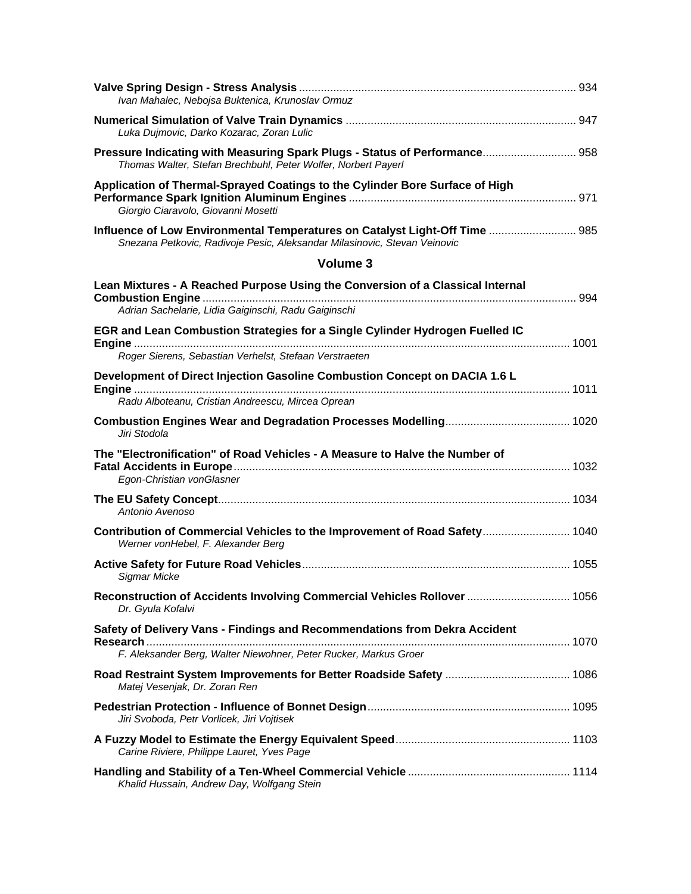**Valve Spring Design - Stress Analysis** ........................................................................................ 934
*Ivan Mahalec, Nebojsa Buktenica, Krunoslav Ormuz*

**Numerical Simulation of Valve Train Dynamics** ......................................................................... 947
*Luka Dujmovic, Darko Kozarac, Zoran Lulic*

**Pressure Indicating with Measuring Spark Plugs - Status of Performance**............................. 958
*Thomas Walter, Stefan Brechbuhl, Peter Wolfer, Norbert Payerl*

**Application of Thermal-Sprayed Coatings to the Cylinder Bore Surface of High Performance Spark Ignition Aluminum Engines** ........................................................................ 971
*Giorgio Ciaravolo, Giovanni Mosetti*

**Influence of Low Environmental Temperatures on Catalyst Light-Off Time** ........................... 985
*Snezana Petkovic, Radivoje Pesic, Aleksandar Milasinovic, Stevan Veinovic*

## Volume 3

**Lean Mixtures - A Reached Purpose Using the Conversion of a Classical Internal Combustion Engine** ....................................................................................................................... 994
*Adrian Sachelarie, Lidia Gaiginschi, Radu Gaiginschi*

**EGR and Lean Combustion Strategies for a Single Cylinder Hydrogen Fuelled IC Engine** ........................................................................................................................................ 1001
*Roger Sierens, Sebastian Verhelst, Stefaan Verstraeten*

**Development of Direct Injection Gasoline Combustion Concept on DACIA 1.6 L Engine** ........................................................................................................................................ 1011
*Radu Alboteanu, Cristian Andreescu, Mircea Oprean*

**Combustion Engines Wear and Degradation Processes Modelling**........................................ 1020
*Jiri Stodola*

**The "Electronification" of Road Vehicles - A Measure to Halve the Number of Fatal Accidents in Europe**........................................................................................................... 1032
*Egon-Christian vonGlasner*

**The EU Safety Concept**................................................................................................................ 1034
*Antonio Avenoso*

**Contribution of Commercial Vehicles to the Improvement of Road Safety**............................ 1040
*Werner vonHebel, F. Alexander Berg*

**Active Safety for Future Road Vehicles**..................................................................................... 1055
*Sigmar Micke*

**Reconstruction of Accidents Involving Commercial Vehicles Rollover** ................................. 1056
*Dr. Gyula Kofalvi*

**Safety of Delivery Vans - Findings and Recommendations from Dekra Accident Research** ...................................................................................................................................... 1070
*F. Aleksander Berg, Walter Niewohner, Peter Rucker, Markus Groer*

**Road Restraint System Improvements for Better Roadside Safety** ........................................ 1086
*Matej Vesenjak, Dr. Zoran Ren*

**Pedestrian Protection - Influence of Bonnet Design**................................................................. 1095
*Jiri Svoboda, Petr Vorlicek, Jiri Vojtisek*

**A Fuzzy Model to Estimate the Energy Equivalent Speed**........................................................ 1103
*Carine Riviere, Philippe Lauret, Yves Page*

**Handling and Stability of a Ten-Wheel Commercial Vehicle** ................................................... 1114
*Khalid Hussain, Andrew Day, Wolfgang Stein*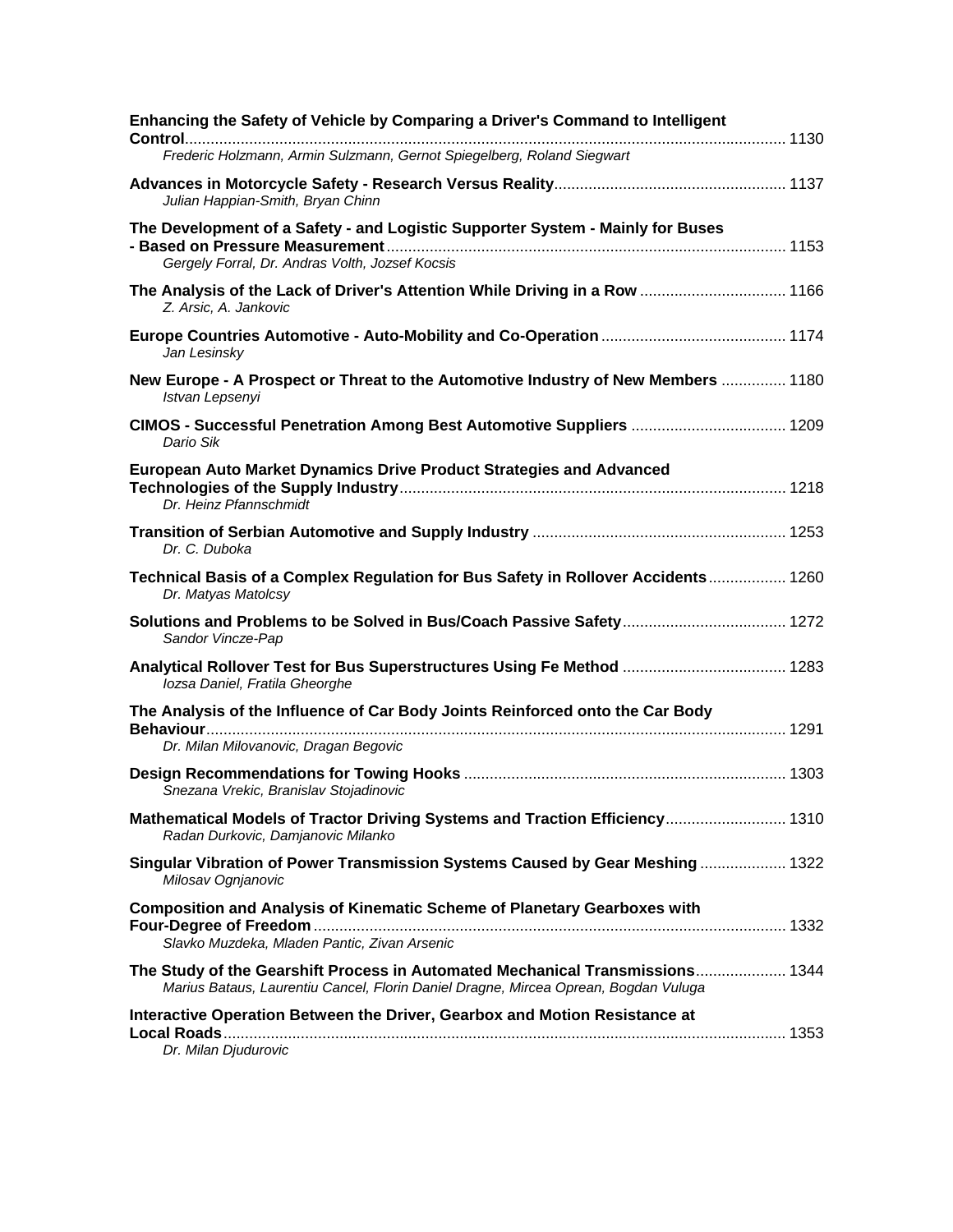**Enhancing the Safety of Vehicle by Comparing a Driver's Command to Intelligent Control** ........ 1130
*Frederic Holzmann, Armin Sulzmann, Gernot Spiegelberg, Roland Siegwart*

**Advances in Motorcycle Safety - Research Versus Reality** ........ 1137
*Julian Happian-Smith, Bryan Chinn*

**The Development of a Safety - and Logistic Supporter System - Mainly for Buses - Based on Pressure Measurement** ........ 1153
*Gergely Forral, Dr. Andras Volth, Jozsef Kocsis*

**The Analysis of the Lack of Driver's Attention While Driving in a Row** ........ 1166
*Z. Arsic, A. Jankovic*

**Europe Countries Automotive - Auto-Mobility and Co-Operation** ........ 1174
*Jan Lesinsky*

**New Europe - A Prospect or Threat to the Automotive Industry of New Members** ........ 1180
*Istvan Lepsenyi*

**CIMOS - Successful Penetration Among Best Automotive Suppliers** ........ 1209
*Dario Sik*

**European Auto Market Dynamics Drive Product Strategies and Advanced Technologies of the Supply Industry** ........ 1218
*Dr. Heinz Pfannschmidt*

**Transition of Serbian Automotive and Supply Industry** ........ 1253
*Dr. C. Duboka*

**Technical Basis of a Complex Regulation for Bus Safety in Rollover Accidents** ........ 1260
*Dr. Matyas Matolcsy*

**Solutions and Problems to be Solved in Bus/Coach Passive Safety** ........ 1272
*Sandor Vincze-Pap*

**Analytical Rollover Test for Bus Superstructures Using Fe Method** ........ 1283
*Iozsa Daniel, Fratila Gheorghe*

**The Analysis of the Influence of Car Body Joints Reinforced onto the Car Body Behaviour** ........ 1291
*Dr. Milan Milovanovic, Dragan Begovic*

**Design Recommendations for Towing Hooks** ........ 1303
*Snezana Vrekic, Branislav Stojadinovic*

**Mathematical Models of Tractor Driving Systems and Traction Efficiency** ........ 1310
*Radan Durkovic, Damjanovic Milanko*

**Singular Vibration of Power Transmission Systems Caused by Gear Meshing** ........ 1322
*Milosav Ognjanovic*

**Composition and Analysis of Kinematic Scheme of Planetary Gearboxes with Four-Degree of Freedom** ........ 1332
*Slavko Muzdeka, Mladen Pantic, Zivan Arsenic*

**The Study of the Gearshift Process in Automated Mechanical Transmissions** ........ 1344
*Marius Bataus, Laurentiu Cancel, Florin Daniel Dragne, Mircea Oprean, Bogdan Vuluga*

**Interactive Operation Between the Driver, Gearbox and Motion Resistance at Local Roads** ........ 1353
*Dr. Milan Djudurovic*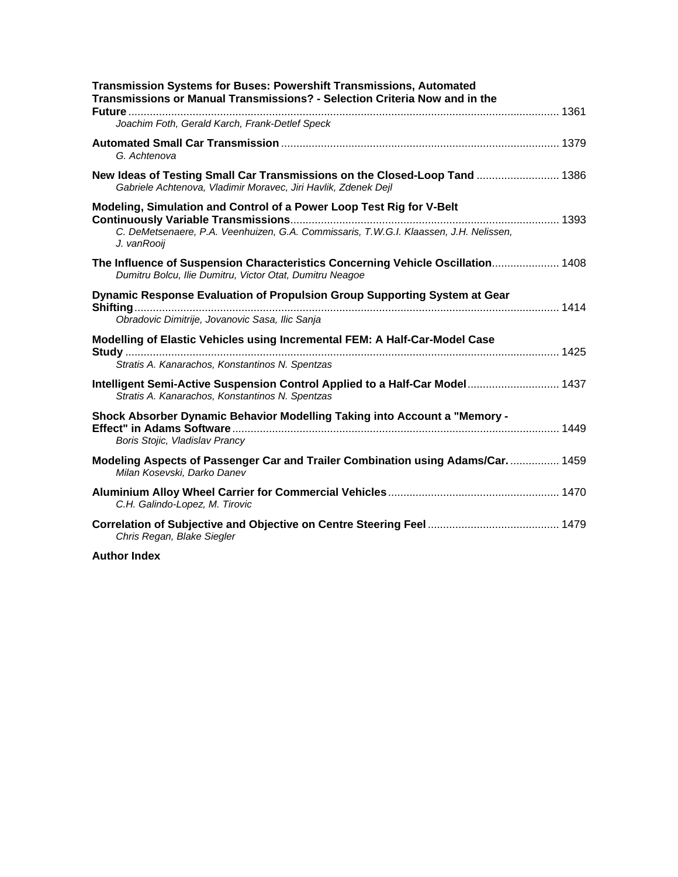**Transmission Systems for Buses: Powershift Transmissions, Automated Transmissions or Manual Transmissions? - Selection Criteria Now and in the Future** ........................................ 1361
*Joachim Foth, Gerald Karch, Frank-Detlef Speck*

**Automated Small Car Transmission** ........................................ 1379
*G. Achtenova*

**New Ideas of Testing Small Car Transmissions on the Closed-Loop Tand** ........................................ 1386
*Gabriele Achtenova, Vladimir Moravec, Jiri Havlik, Zdenek Dejl*

**Modeling, Simulation and Control of a Power Loop Test Rig for V-Belt Continuously Variable Transmissions** ........................................ 1393
*C. DeMetsenaere, P.A. Veenhuizen, G.A. Commissaris, T.W.G.I. Klaassen, J.H. Nelissen, J. vanRooij*

**The Influence of Suspension Characteristics Concerning Vehicle Oscillation** ........................................ 1408
*Dumitru Bolcu, Ilie Dumitru, Victor Otat, Dumitru Neagoe*

**Dynamic Response Evaluation of Propulsion Group Supporting System at Gear Shifting** ........................................ 1414
*Obradovic Dimitrije, Jovanovic Sasa, Ilic Sanja*

**Modelling of Elastic Vehicles using Incremental FEM: A Half-Car-Model Case Study** ........................................ 1425
*Stratis A. Kanarachos, Konstantinos N. Spentzas*

**Intelligent Semi-Active Suspension Control Applied to a Half-Car Model** ........................................ 1437
*Stratis A. Kanarachos, Konstantinos N. Spentzas*

**Shock Absorber Dynamic Behavior Modelling Taking into Account a "Memory - Effect" in Adams Software** ........................................ 1449
*Boris Stojic, Vladislav Prancy*

**Modeling Aspects of Passenger Car and Trailer Combination using Adams/Car.** ........................................ 1459
*Milan Kosevski, Darko Danev*

**Aluminium Alloy Wheel Carrier for Commercial Vehicles** ........................................ 1470
*C.H. Galindo-Lopez, M. Tirovic*

**Correlation of Subjective and Objective on Centre Steering Feel** ........................................ 1479
*Chris Regan, Blake Siegler*

**Author Index**